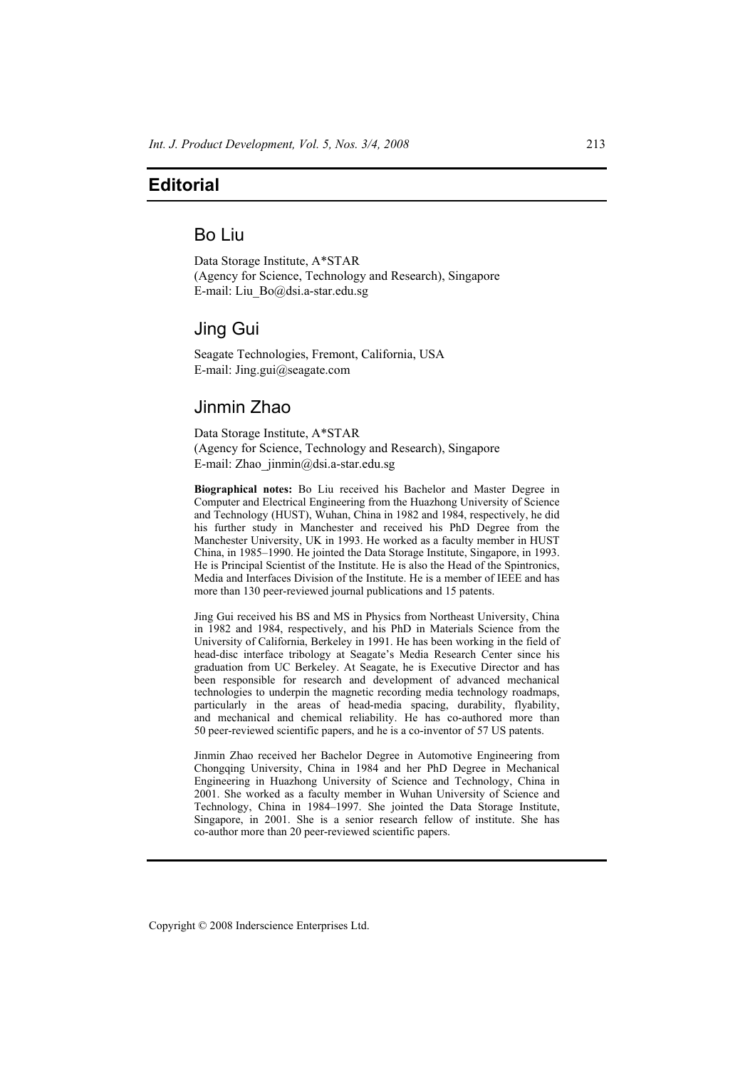# Editorial

## Bo Liu

Data Storage Institute, A*STAR
(Agency for Science, Technology and Research), Singapore
E-mail: Liu_Bo@dsi.a-star.edu.sg

## Jing Gui

Seagate Technologies, Fremont, California, USA
E-mail: Jing.gui@seagate.com

## Jinmin Zhao

Data Storage Institute, A*STAR
(Agency for Science, Technology and Research), Singapore
E-mail: Zhao_jinmin@dsi.a-star.edu.sg

**Biographical notes:** Bo Liu received his Bachelor and Master Degree in Computer and Electrical Engineering from the Huazhong University of Science and Technology (HUST), Wuhan, China in 1982 and 1984, respectively, he did his further study in Manchester and received his PhD Degree from the Manchester University, UK in 1993. He worked as a faculty member in HUST China, in 1985–1990. He jointed the Data Storage Institute, Singapore, in 1993. He is Principal Scientist of the Institute. He is also the Head of the Spintronics, Media and Interfaces Division of the Institute. He is a member of IEEE and has more than 130 peer-reviewed journal publications and 15 patents.

Jing Gui received his BS and MS in Physics from Northeast University, China in 1982 and 1984, respectively, and his PhD in Materials Science from the University of California, Berkeley in 1991. He has been working in the field of head-disc interface tribology at Seagate's Media Research Center since his graduation from UC Berkeley. At Seagate, he is Executive Director and has been responsible for research and development of advanced mechanical technologies to underpin the magnetic recording media technology roadmaps, particularly in the areas of head-media spacing, durability, flyability, and mechanical and chemical reliability. He has co-authored more than 50 peer-reviewed scientific papers, and he is a co-inventor of 57 US patents.

Jinmin Zhao received her Bachelor Degree in Automotive Engineering from Chongqing University, China in 1984 and her PhD Degree in Mechanical Engineering in Huazhong University of Science and Technology, China in 2001. She worked as a faculty member in Wuhan University of Science and Technology, China in 1984–1997. She jointed the Data Storage Institute, Singapore, in 2001. She is a senior research fellow of institute. She has co-author more than 20 peer-reviewed scientific papers.

Copyright © 2008 Inderscience Enterprises Ltd.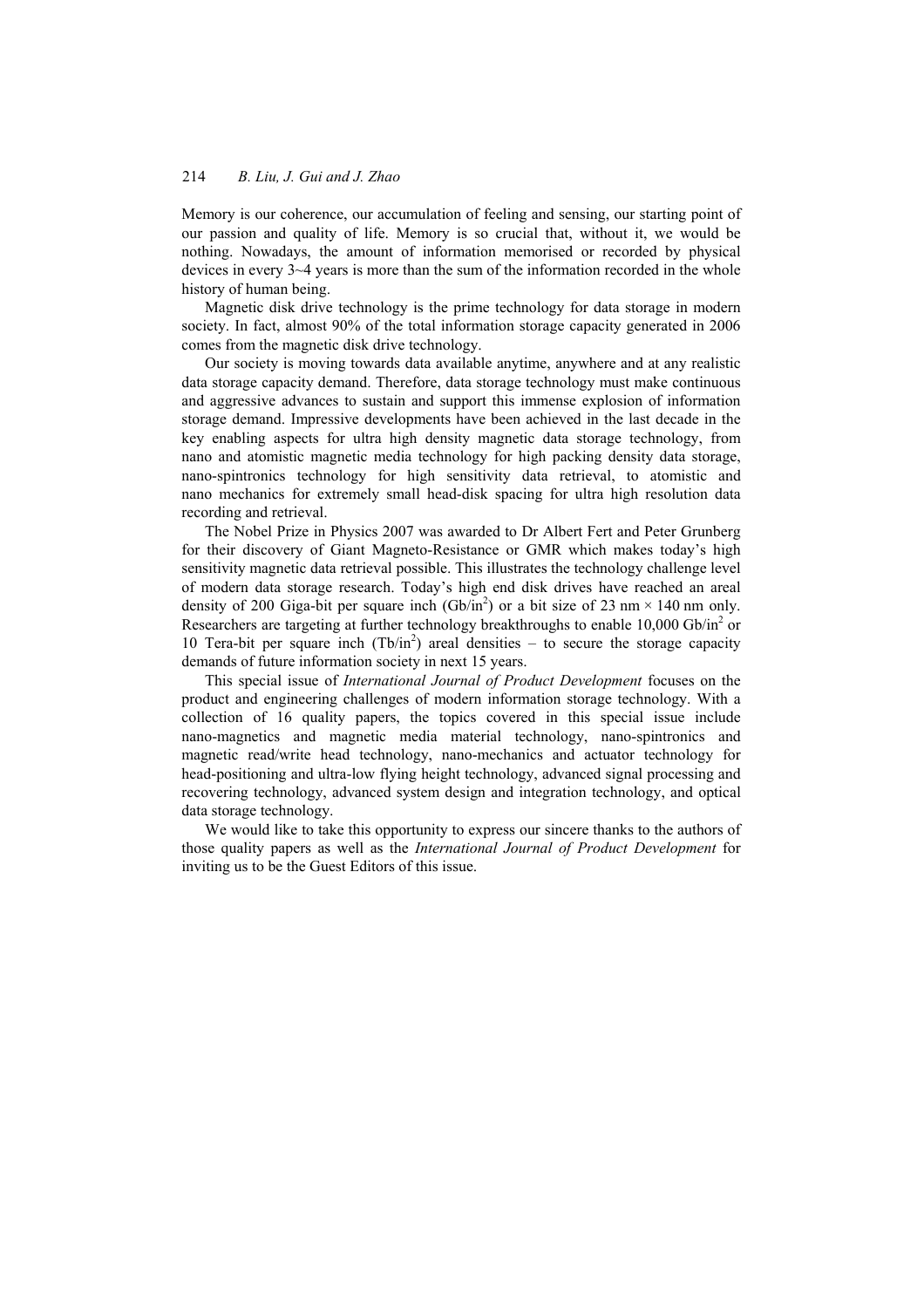Memory is our coherence, our accumulation of feeling and sensing, our starting point of our passion and quality of life. Memory is so crucial that, without it, we would be nothing. Nowadays, the amount of information memorised or recorded by physical devices in every 3~4 years is more than the sum of the information recorded in the whole history of human being.

Magnetic disk drive technology is the prime technology for data storage in modern society. In fact, almost 90% of the total information storage capacity generated in 2006 comes from the magnetic disk drive technology.

Our society is moving towards data available anytime, anywhere and at any realistic data storage capacity demand. Therefore, data storage technology must make continuous and aggressive advances to sustain and support this immense explosion of information storage demand. Impressive developments have been achieved in the last decade in the key enabling aspects for ultra high density magnetic data storage technology, from nano and atomistic magnetic media technology for high packing density data storage, nano-spintronics technology for high sensitivity data retrieval, to atomistic and nano mechanics for extremely small head-disk spacing for ultra high resolution data recording and retrieval.

The Nobel Prize in Physics 2007 was awarded to Dr Albert Fert and Peter Grunberg for their discovery of Giant Magneto-Resistance or GMR which makes today's high sensitivity magnetic data retrieval possible. This illustrates the technology challenge level of modern data storage research. Today's high end disk drives have reached an areal density of 200 Giga-bit per square inch ($Gb/in^2$) or a bit size of 23 nm × 140 nm only. Researchers are targeting at further technology breakthroughs to enable 10,000 $Gb/in^2$ or 10 Tera-bit per square inch ($Tb/in^2$) areal densities – to secure the storage capacity demands of future information society in next 15 years.

This special issue of *International Journal of Product Development* focuses on the product and engineering challenges of modern information storage technology. With a collection of 16 quality papers, the topics covered in this special issue include nano-magnetics and magnetic media material technology, nano-spintronics and magnetic read/write head technology, nano-mechanics and actuator technology for head-positioning and ultra-low flying height technology, advanced signal processing and recovering technology, advanced system design and integration technology, and optical data storage technology.

We would like to take this opportunity to express our sincere thanks to the authors of those quality papers as well as the *International Journal of Product Development* for inviting us to be the Guest Editors of this issue.